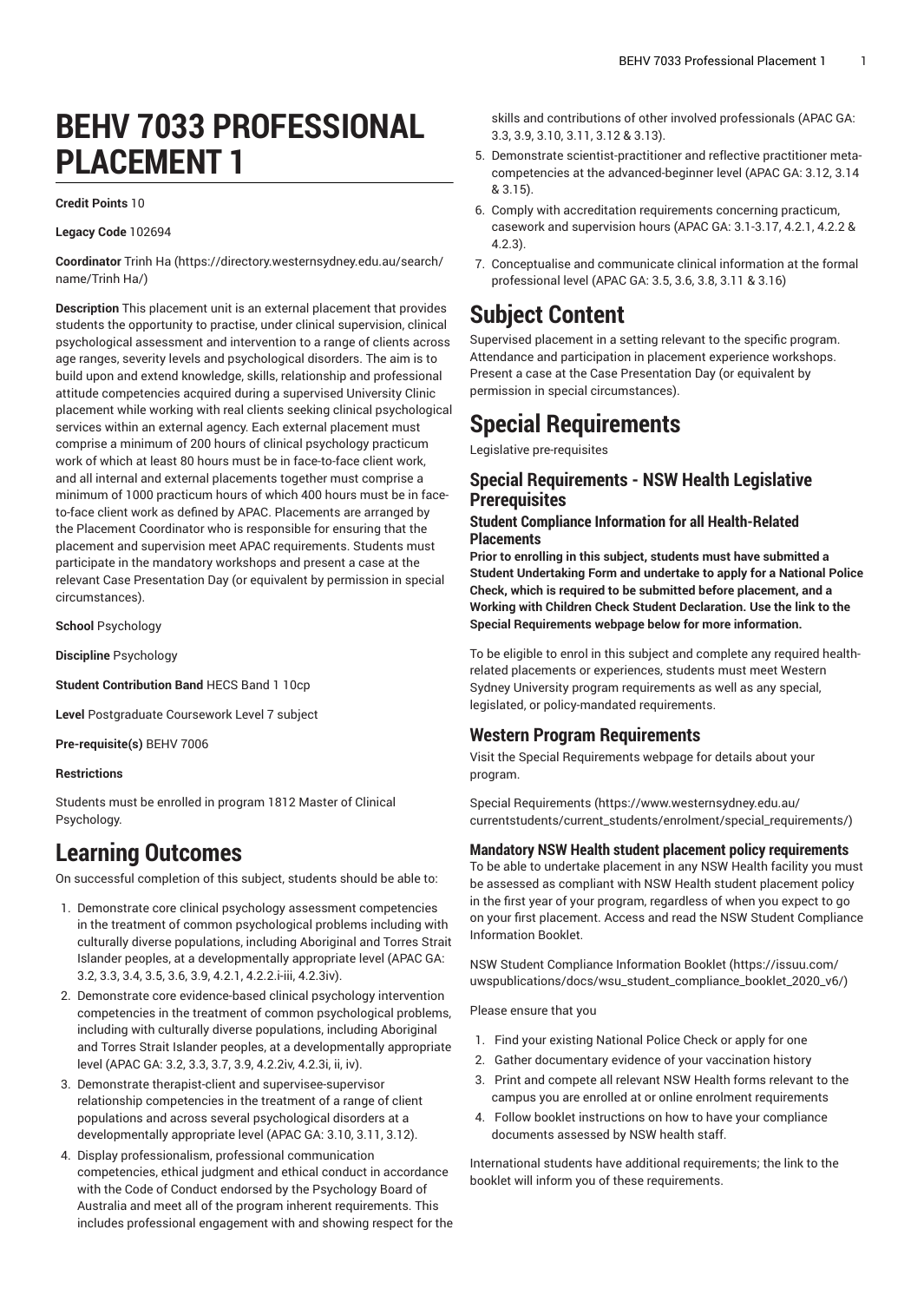# BEHV 7033 PROFESSIONAL PLACEMENT 1

**Credit Points** 10

**Legacy Code** 102694

**Coordinator** Trinh Ha (https://directory.westernsydney.edu.au/search/name/Trinh Ha/)

**Description** This placement unit is an external placement that provides students the opportunity to practise, under clinical supervision, clinical psychological assessment and intervention to a range of clients across age ranges, severity levels and psychological disorders. The aim is to build upon and extend knowledge, skills, relationship and professional attitude competencies acquired during a supervised University Clinic placement while working with real clients seeking clinical psychological services within an external agency. Each external placement must comprise a minimum of 200 hours of clinical psychology practicum work of which at least 80 hours must be in face-to-face client work, and all internal and external placements together must comprise a minimum of 1000 practicum hours of which 400 hours must be in face-to-face client work as defined by APAC. Placements are arranged by the Placement Coordinator who is responsible for ensuring that the placement and supervision meet APAC requirements. Students must participate in the mandatory workshops and present a case at the relevant Case Presentation Day (or equivalent by permission in special circumstances).

**School** Psychology

**Discipline** Psychology

**Student Contribution Band** HECS Band 1 10cp

**Level** Postgraduate Coursework Level 7 subject

**Pre-requisite(s)** BEHV 7006

**Restrictions**

Students must be enrolled in program 1812 Master of Clinical Psychology.

# Learning Outcomes

On successful completion of this subject, students should be able to:

1. Demonstrate core clinical psychology assessment competencies in the treatment of common psychological problems including with culturally diverse populations, including Aboriginal and Torres Strait Islander peoples, at a developmentally appropriate level (APAC GA: 3.2, 3.3, 3.4, 3.5, 3.6, 3.9, 4.2.1, 4.2.2.i-iii, 4.2.3iv).
2. Demonstrate core evidence-based clinical psychology intervention competencies in the treatment of common psychological problems, including with culturally diverse populations, including Aboriginal and Torres Strait Islander peoples, at a developmentally appropriate level (APAC GA: 3.2, 3.3, 3.7, 3.9, 4.2.2iv, 4.2.3i, ii, iv).
3. Demonstrate therapist-client and supervisee-supervisor relationship competencies in the treatment of a range of client populations and across several psychological disorders at a developmentally appropriate level (APAC GA: 3.10, 3.11, 3.12).
4. Display professionalism, professional communication competencies, ethical judgment and ethical conduct in accordance with the Code of Conduct endorsed by the Psychology Board of Australia and meet all of the program inherent requirements. This includes professional engagement with and showing respect for the skills and contributions of other involved professionals (APAC GA: 3.3, 3.9, 3.10, 3.11, 3.12 & 3.13).
5. Demonstrate scientist-practitioner and reflective practitioner meta-competencies at the advanced-beginner level (APAC GA: 3.12, 3.14 & 3.15).
6. Comply with accreditation requirements concerning practicum, casework and supervision hours (APAC GA: 3.1-3.17, 4.2.1, 4.2.2 & 4.2.3).
7. Conceptualise and communicate clinical information at the formal professional level (APAC GA: 3.5, 3.6, 3.8, 3.11 & 3.16)

# Subject Content

Supervised placement in a setting relevant to the specific program. Attendance and participation in placement experience workshops. Present a case at the Case Presentation Day (or equivalent by permission in special circumstances).

# Special Requirements

Legislative pre-requisites

## Special Requirements - NSW Health Legislative Prerequisites

### Student Compliance Information for all Health-Related Placements

**Prior to enrolling in this subject, students must have submitted a Student Undertaking Form and undertake to apply for a National Police Check, which is required to be submitted before placement, and a Working with Children Check Student Declaration. Use the link to the Special Requirements webpage below for more information.**

To be eligible to enrol in this subject and complete any required health-related placements or experiences, students must meet Western Sydney University program requirements as well as any special, legislated, or policy-mandated requirements.

## Western Program Requirements

Visit the Special Requirements webpage for details about your program.

Special Requirements (https://www.westernsydney.edu.au/currentstudents/current_students/enrolment/special_requirements/)

### Mandatory NSW Health student placement policy requirements

To be able to undertake placement in any NSW Health facility you must be assessed as compliant with NSW Health student placement policy in the first year of your program, regardless of when you expect to go on your first placement. Access and read the NSW Student Compliance Information Booklet.

NSW Student Compliance Information Booklet (https://issuu.com/uwspublications/docs/wsu_student_compliance_booklet_2020_v6/)

Please ensure that you

1. Find your existing National Police Check or apply for one
2. Gather documentary evidence of your vaccination history
3. Print and compete all relevant NSW Health forms relevant to the campus you are enrolled at or online enrolment requirements
4. Follow booklet instructions on how to have your compliance documents assessed by NSW health staff.

International students have additional requirements; the link to the booklet will inform you of these requirements.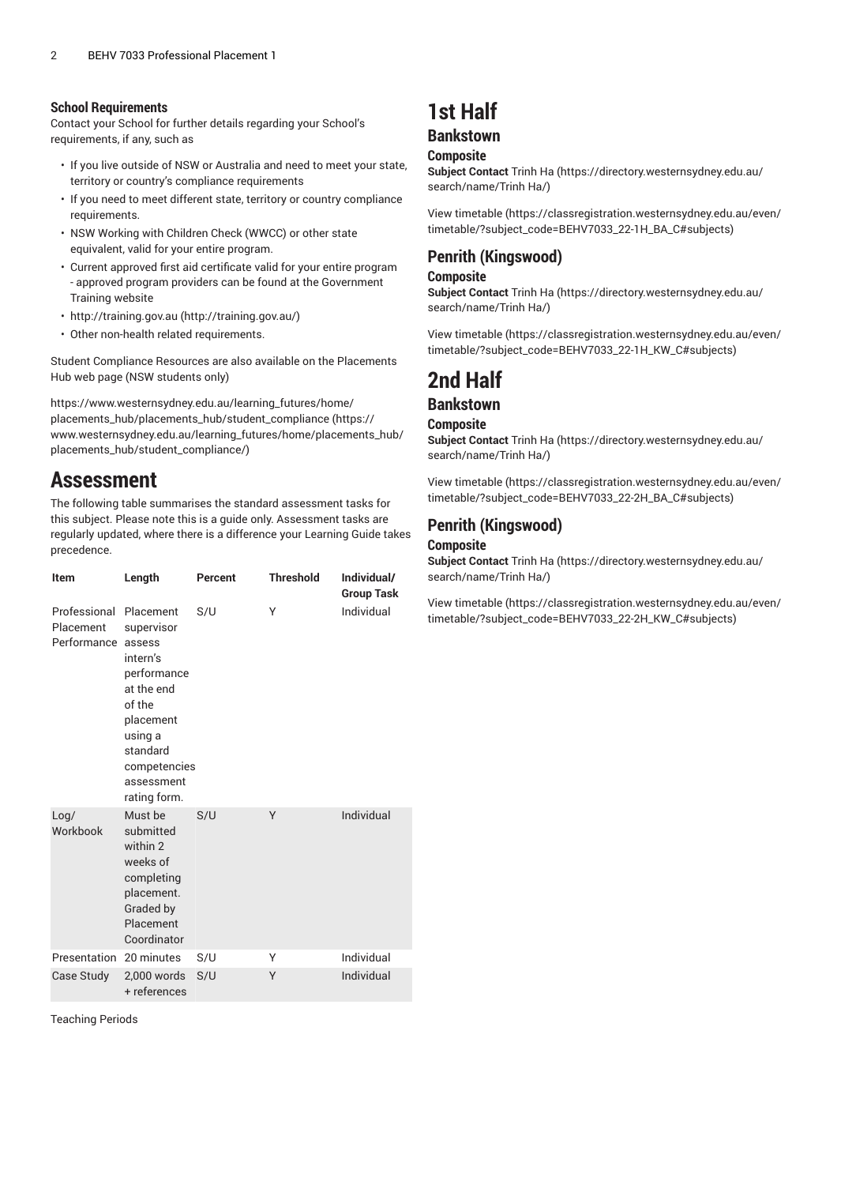#### School Requirements

Contact your School for further details regarding your School's requirements, if any, such as

- If you live outside of NSW or Australia and need to meet your state, territory or country's compliance requirements
- If you need to meet different state, territory or country compliance requirements.
- NSW Working with Children Check (WWCC) or other state equivalent, valid for your entire program.
- Current approved first aid certificate valid for your entire program - approved program providers can be found at the Government Training website
- http://training.gov.au (http://training.gov.au/)
- Other non-health related requirements.

Student Compliance Resources are also available on the Placements Hub web page (NSW students only)

https://www.westernsydney.edu.au/learning_futures/home/placements_hub/placements_hub/student_compliance (https://www.westernsydney.edu.au/learning_futures/home/placements_hub/placements_hub/student_compliance/)

# Assessment

The following table summarises the standard assessment tasks for this subject. Please note this is a guide only. Assessment tasks are regularly updated, where there is a difference your Learning Guide takes precedence.

| Item | Length | Percent | Threshold | Individual/ Group Task |
|---|---|---|---|---|
| Professional Placement Performance | Placement supervisor assess intern's performance at the end of the placement using a standard competencies assessment rating form. | S/U | Y | Individual |
| Log/ Workbook | Must be submitted within 2 weeks of completing placement. Graded by Placement Coordinator | S/U | Y | Individual |
| Presentation | 20 minutes | S/U | Y | Individual |
| Case Study | 2,000 words + references | S/U | Y | Individual |

Teaching Periods

# 1st Half

## Bankstown

### Composite

**Subject Contact** Trinh Ha (https://directory.westernsydney.edu.au/search/name/Trinh Ha/)

View timetable (https://classregistration.westernsydney.edu.au/even/timetable/?subject_code=BEHV7033_22-1H_BA_C#subjects)

## Penrith (Kingswood)

### Composite

**Subject Contact** Trinh Ha (https://directory.westernsydney.edu.au/search/name/Trinh Ha/)

View timetable (https://classregistration.westernsydney.edu.au/even/timetable/?subject_code=BEHV7033_22-1H_KW_C#subjects)

# 2nd Half

## Bankstown

### Composite

**Subject Contact** Trinh Ha (https://directory.westernsydney.edu.au/search/name/Trinh Ha/)

View timetable (https://classregistration.westernsydney.edu.au/even/timetable/?subject_code=BEHV7033_22-2H_BA_C#subjects)

## Penrith (Kingswood)

### Composite

**Subject Contact** Trinh Ha (https://directory.westernsydney.edu.au/search/name/Trinh Ha/)

View timetable (https://classregistration.westernsydney.edu.au/even/timetable/?subject_code=BEHV7033_22-2H_KW_C#subjects)